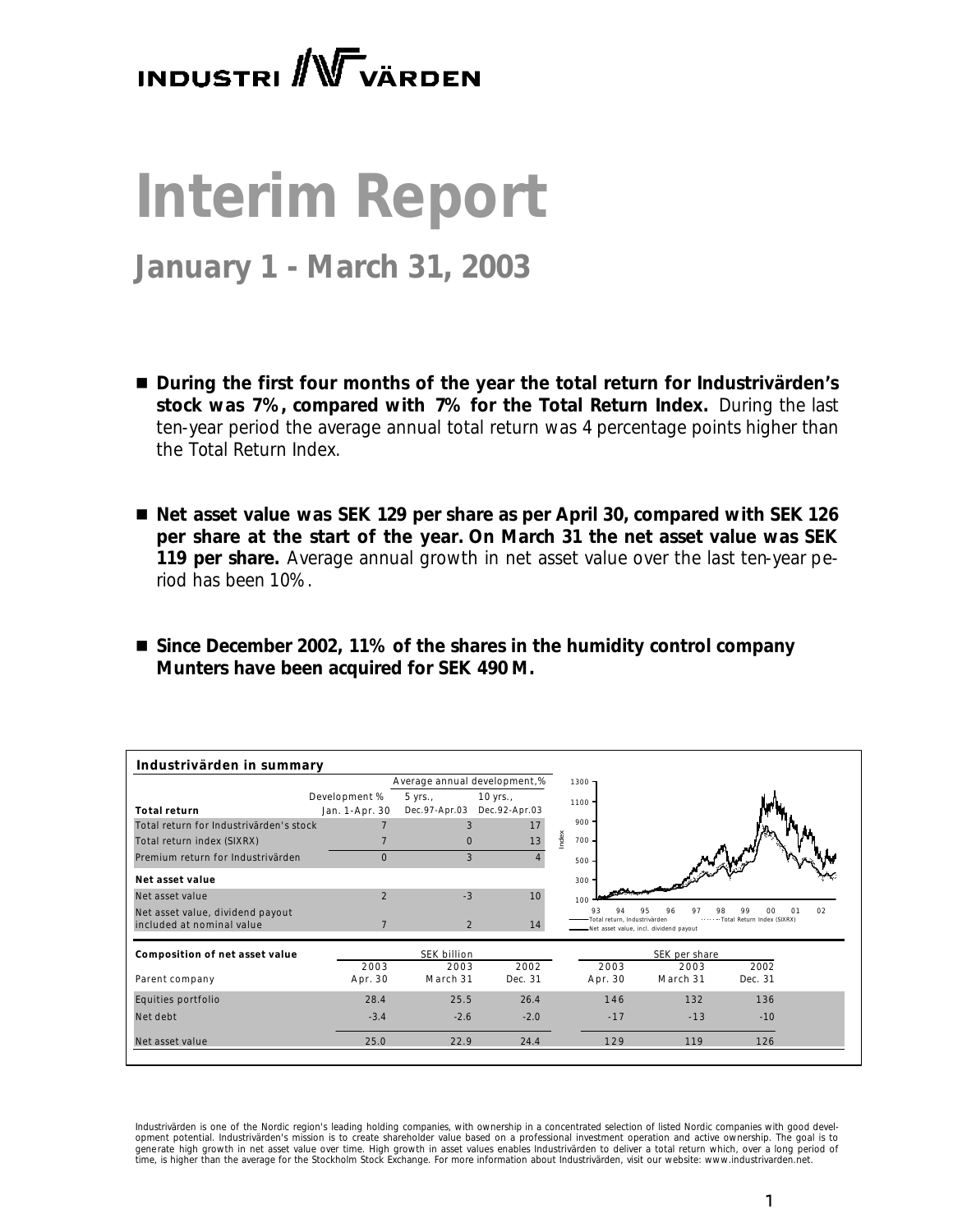INDUSTRI VÄRDEN

# Interim Report

## January 1 - March 31, 2003

- **During the first four months of the year the total return for Industrivärden's stock was 7%, compared with 7% for the Total Return Index.** During the last ten-year period the average annual total return was 4 percentage points higher than the Total Return Index.

- **Net asset value was SEK 129 per share as per April 30, compared with SEK 126 per share at the start of the year. On March 31 the net asset value was SEK 119 per share.** Average annual growth in net asset value over the last ten-year period has been 10%.

- **Since December 2002, 11% of the shares in the humidity control company Munters have been acquired for SEK 490 M.**

**Industrivärden in summary**

| | Development % | Average annual development, % | |
|---|---|---|---|
| **Total return** | Jan. 1-Apr. 30 | 5 yrs., Dec.97-Apr.03 | 10 yrs., Dec.92-Apr.03 |
| Total return for Industrivärden's stock | 7 | 3 | 17 |
| Total return index (SIXRX) | 7 | 0 | 13 |
| Premium return for Industrivärden | 0 | 3 | 4 |
| **Net asset value** | | | |
| Net asset value | 2 | -3 | 10 |
| Net asset value, dividend payout included at nominal value | 7 | 2 | 14 |

| **Composition of net asset value** | SEK billion | | | SEK per share | | |
|---|---|---|---|---|---|---|
| Parent company | 2003 Apr. 30 | 2003 March 31 | 2002 Dec. 31 | 2003 Apr. 30 | 2003 March 31 | 2002 Dec. 31 |
| Equities portfolio | 28.4 | 25.5 | 26.4 | 146 | 132 | 136 |
| Net debt | -3.4 | -2.6 | -2.0 | -17 | -13 | -10 |
| Net asset value | 25.0 | 22.9 | 24.4 | 129 | 119 | 126 |

Industrivärden is one of the Nordic region's leading holding companies, with ownership in a concentrated selection of listed Nordic companies with good development potential. Industrivärden's mission is to create shareholder value based on a professional investment operation and active ownership. The goal is to generate high growth in net asset value over time. High growth in asset values enables Industrivärden to deliver a total return which, over a long period of time, is higher than the average for the Stockholm Stock Exchange. For more information about Industrivärden, visit our website: www.industrivarden.net.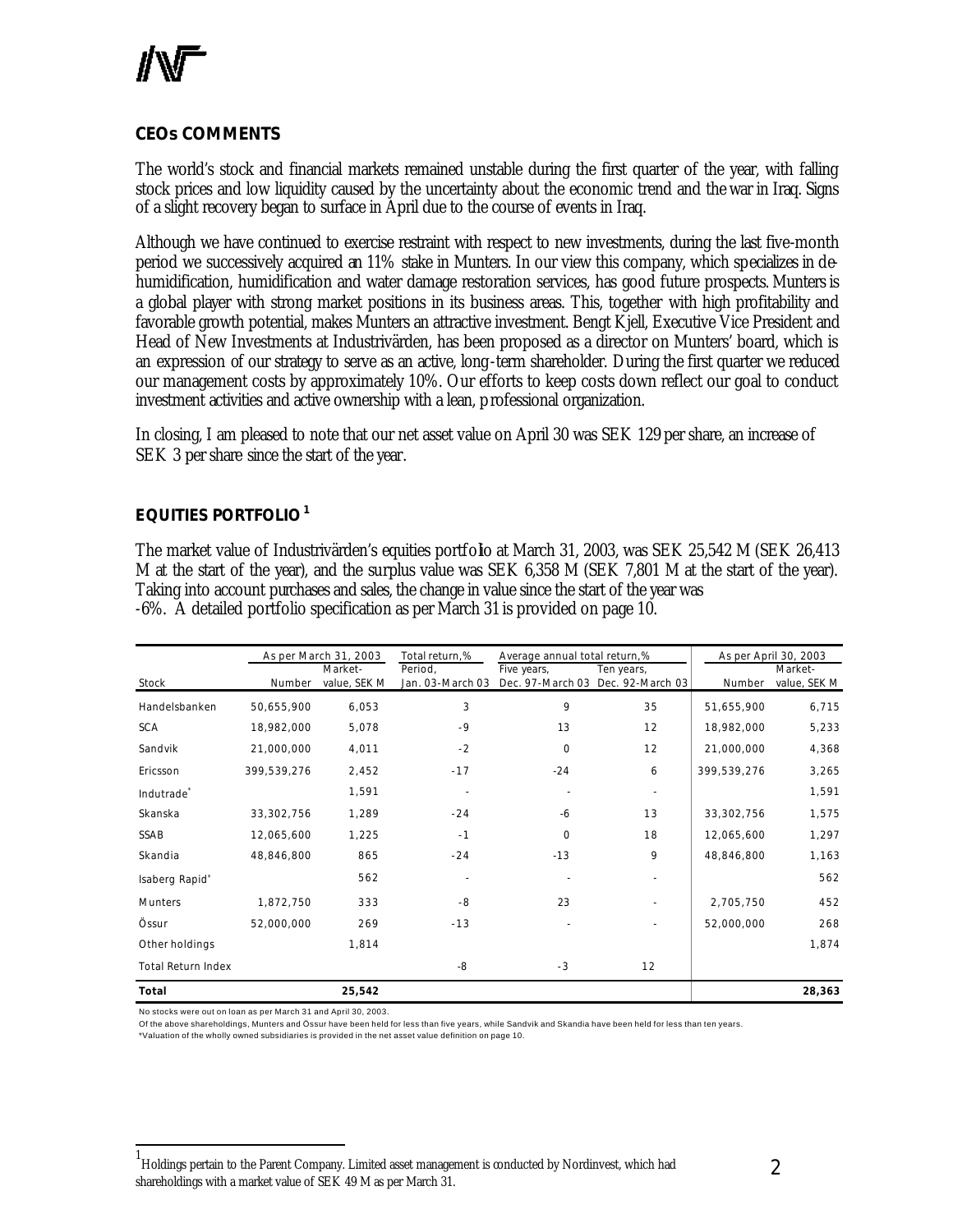## CEOs COMMENTS

The world's stock and financial markets remained unstable during the first quarter of the year, with falling stock prices and low liquidity caused by the uncertainty about the economic trend and the war in Iraq. Signs of a slight recovery began to surface in April due to the course of events in Iraq.

Although we have continued to exercise restraint with respect to new investments, during the last five-month period we successively acquired an 11% stake in Munters. In our view this company, which specializes in dehumidification, humidification and water damage restoration services, has good future prospects. Munters is a global player with strong market positions in its business areas. This, together with high profitability and favorable growth potential, makes Munters an attractive investment. Bengt Kjell, Executive Vice President and Head of New Investments at Industrivärden, has been proposed as a director on Munters' board, which is an expression of our strategy to serve as an active, long-term shareholder. During the first quarter we reduced our management costs by approximately 10%. Our efforts to keep costs down reflect our goal to conduct investment activities and active ownership with a lean, professional organization.

In closing, I am pleased to note that our net asset value on April 30 was SEK 129 per share, an increase of SEK 3 per share since the start of the year.

## EQUITIES PORTFOLIO [1]

The market value of Industrivärden's equities portfolio at March 31, 2003, was SEK 25,542 M (SEK 26,413 M at the start of the year), and the surplus value was SEK 6,358 M (SEK 7,801 M at the start of the year). Taking into account purchases and sales, the change in value since the start of the year was -6%. A detailed portfolio specification as per March 31 is provided on page 10.

| | As per March 31, 2003 | | Total return,% | Average annual total return,% | | As per April 30, 2003 | |
|---|---|---|---|---|---|---|---|
| Stock | Number | Market-value, SEK M | Period, Jan. 03-March 03 | Five years, Dec. 97-March 03 | Ten years, Dec. 92-March 03 | Number | Market-value, SEK M |
| Handelsbanken | 50,655,900 | 6,053 | 3 | 9 | 35 | 51,655,900 | 6,715 |
| SCA | 18,982,000 | 5,078 | -9 | 13 | 12 | 18,982,000 | 5,233 |
| Sandvik | 21,000,000 | 4,011 | -2 | 0 | 12 | 21,000,000 | 4,368 |
| Ericsson | 399,539,276 | 2,452 | -17 | -24 | 6 | 399,539,276 | 3,265 |
| Indutrade* | | 1,591 | - | - | - | | 1,591 |
| Skanska | 33,302,756 | 1,289 | -24 | -6 | 13 | 33,302,756 | 1,575 |
| SSAB | 12,065,600 | 1,225 | -1 | 0 | 18 | 12,065,600 | 1,297 |
| Skandia | 48,846,800 | 865 | -24 | -13 | 9 | 48,846,800 | 1,163 |
| Isaberg Rapid* | | 562 | - | - | - | | 562 |
| Munters | 1,872,750 | 333 | -8 | 23 | - | 2,705,750 | 452 |
| Össur | 52,000,000 | 269 | -13 | - | - | 52,000,000 | 268 |
| Other holdings | | 1,814 | | | | | 1,874 |
| Total Return Index | | | -8 | -3 | 12 | | |
| **Total** | | **25,542** | | | | | **28,363** |

No stocks were out on loan as per March 31 and April 30, 2003.

Of the above shareholdings, Munters and Össur have been held for less than five years, while Sandvik and Skandia have been held for less than ten years.

*Valuation of the wholly owned subsidiaries is provided in the net asset value definition on page 10.

[1] Holdings pertain to the Parent Company. Limited asset management is conducted by Nordinvest, which had shareholdings with a market value of SEK 49 M as per March 31.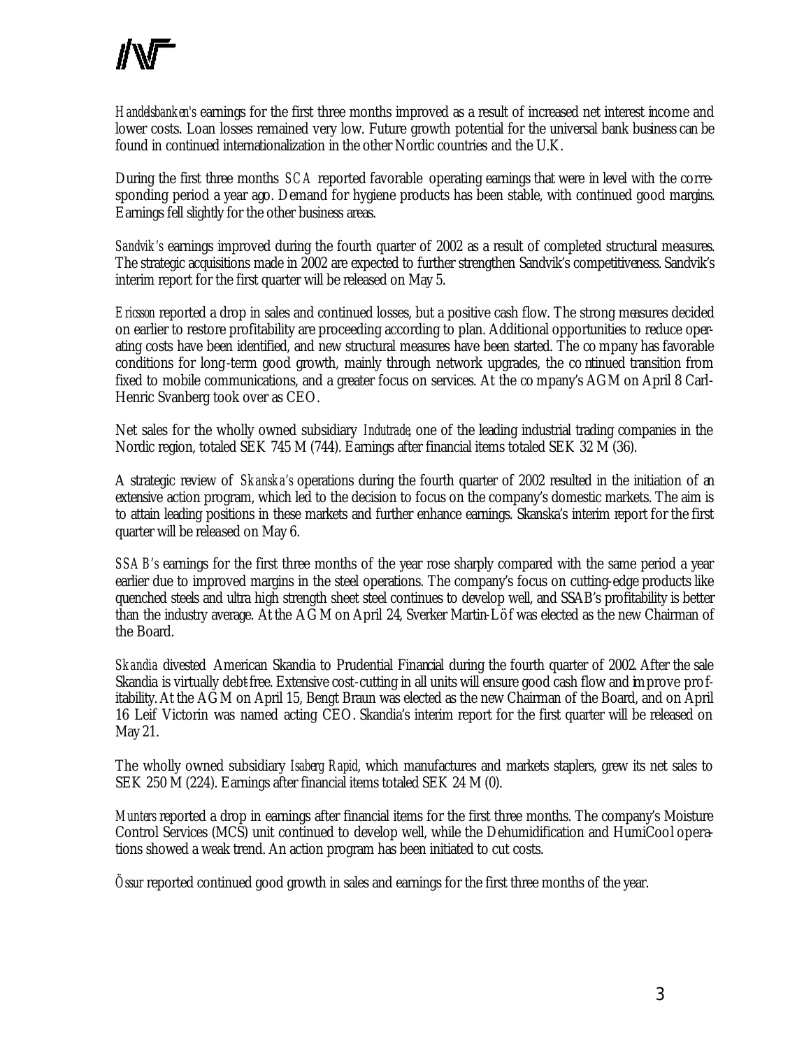*Handelsbanken's* earnings for the first three months improved as a result of increased net interest income and lower costs. Loan losses remained very low. Future growth potential for the universal bank business can be found in continued internationalization in the other Nordic countries and the U.K.

During the first three months *SCA* reported favorable operating earnings that were in level with the corresponding period a year ago. Demand for hygiene products has been stable, with continued good margins. Earnings fell slightly for the other business areas.

*Sandvik's* earnings improved during the fourth quarter of 2002 as a result of completed structural measures. The strategic acquisitions made in 2002 are expected to further strengthen Sandvik's competitiveness. Sandvik's interim report for the first quarter will be released on May 5.

*Ericsson* reported a drop in sales and continued losses, but a positive cash flow. The strong measures decided on earlier to restore profitability are proceeding according to plan. Additional opportunities to reduce operating costs have been identified, and new structural measures have been started. The company has favorable conditions for long-term good growth, mainly through network upgrades, the continued transition from fixed to mobile communications, and a greater focus on services. At the company's AGM on April 8 Carl-Henric Svanberg took over as CEO.

Net sales for the wholly owned subsidiary *Indutrade*, one of the leading industrial trading companies in the Nordic region, totaled SEK 745 M (744). Earnings after financial items totaled SEK 32 M (36).

A strategic review of *Skanska's* operations during the fourth quarter of 2002 resulted in the initiation of an extensive action program, which led to the decision to focus on the company's domestic markets. The aim is to attain leading positions in these markets and further enhance earnings. Skanska's interim report for the first quarter will be released on May 6.

*SSAB's* earnings for the first three months of the year rose sharply compared with the same period a year earlier due to improved margins in the steel operations. The company's focus on cutting-edge products like quenched steels and ultra high strength sheet steel continues to develop well, and SSAB's profitability is better than the industry average. At the AGM on April 24, Sverker Martin-Löf was elected as the new Chairman of the Board.

*Skandia* divested American Skandia to Prudential Financial during the fourth quarter of 2002. After the sale Skandia is virtually debt-free. Extensive cost-cutting in all units will ensure good cash flow and improve profitability. At the AGM on April 15, Bengt Braun was elected as the new Chairman of the Board, and on April 16 Leif Victorin was named acting CEO. Skandia's interim report for the first quarter will be released on May 21.

The wholly owned subsidiary *Isaberg Rapid*, which manufactures and markets staplers, grew its net sales to SEK 250 M (224). Earnings after financial items totaled SEK 24 M (0).

*Munters* reported a drop in earnings after financial items for the first three months. The company's Moisture Control Services (MCS) unit continued to develop well, while the Dehumidification and HumiCool operations showed a weak trend. An action program has been initiated to cut costs.

*Össur* reported continued good growth in sales and earnings for the first three months of the year.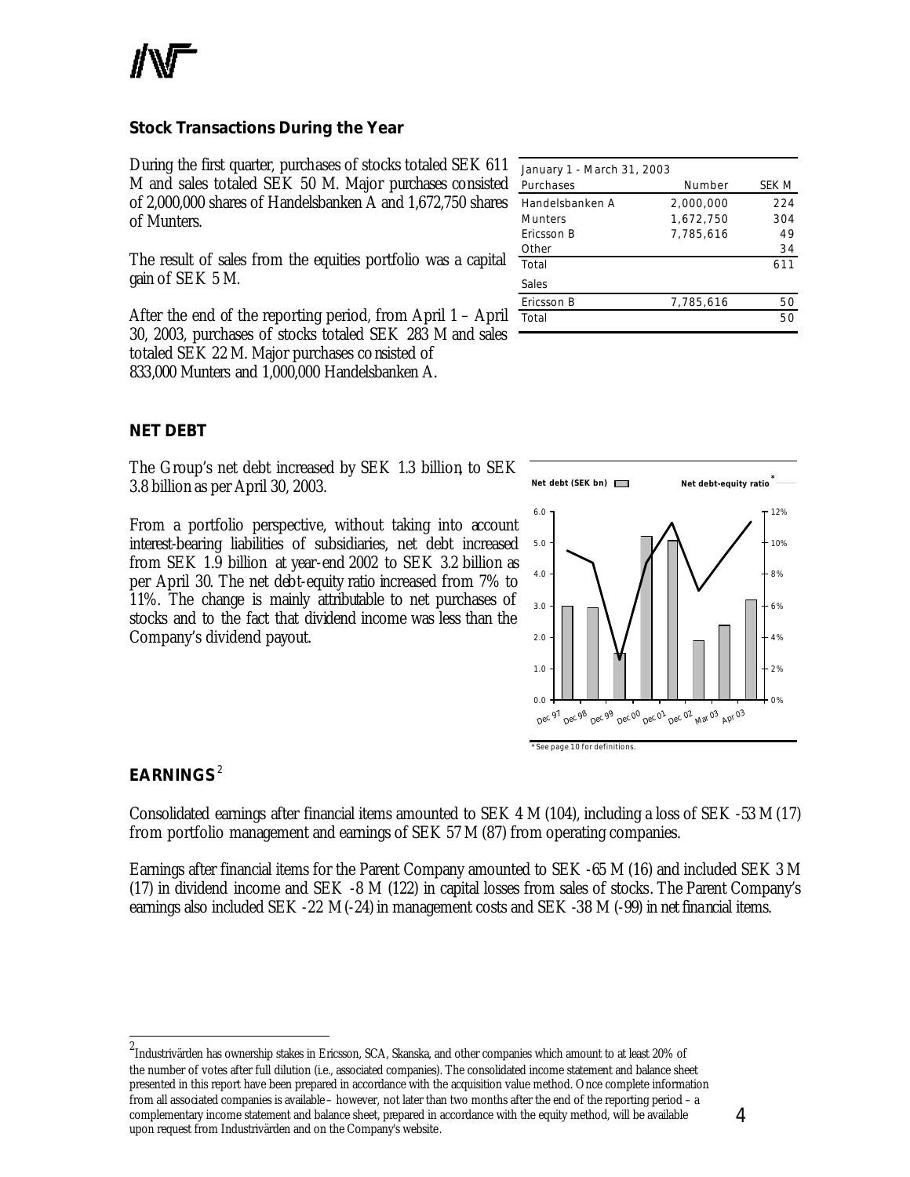## Stock Transactions During the Year

During the first quarter, purchases of stocks totaled SEK 611 M and sales totaled SEK 50 M. Major purchases consisted of 2,000,000 shares of Handelsbanken A and 1,672,750 shares of Munters.

The result of sales from the equities portfolio was a capital gain of SEK 5 M.

After the end of the reporting period, from April 1 – April 30, 2003, purchases of stocks totaled SEK 283 M and sales totaled SEK 22 M. Major purchases consisted of 833,000 Munters and 1,000,000 Handelsbanken A.

| January 1 - March 31, 2003 | | |
|---|---|---|
| Purchases | Number | SEK M |
| Handelsbanken A | 2,000,000 | 224 |
| Munters | 1,672,750 | 304 |
| Ericsson B | 7,785,616 | 49 |
| Other | | 34 |
| Total | | 611 |
| Sales | | |
| Ericsson B | 7,785,616 | 50 |
| Total | | 50 |

## NET DEBT

The Group's net debt increased by SEK 1.3 billion, to SEK 3.8 billion as per April 30, 2003.

From a portfolio perspective, without taking into account interest-bearing liabilities of subsidiaries, net debt increased from SEK 1.9 billion at year-end 2002 to SEK 3.2 billion as per April 30. The net debt-equity ratio increased from 7% to 11%. The change is mainly attributable to net purchases of stocks and to the fact that dividend income was less than the Company's dividend payout.

Net debt (SEK bn) — Net debt-equity ratio*

Dec 97, Dec 98, Dec 99, Dec 00, Dec 01, Dec 02, Mar 03, Apr 03

* See page 10 for definitions.

## EARNINGS[2]

Consolidated earnings after financial items amounted to SEK 4 M (104), including a loss of SEK -53 M (17) from portfolio management and earnings of SEK 57 M (87) from operating companies.

Earnings after financial items for the Parent Company amounted to SEK -65 M (16) and included SEK 3 M (17) in dividend income and SEK -8 M (122) in capital losses from sales of stocks. The Parent Company's earnings also included SEK -22 M (-24) in management costs and SEK -38 M (-99) in net financial items.

[2] Industrivärden has ownership stakes in Ericsson, SCA, Skanska, and other companies which amount to at least 20% of the number of votes after full dilution (i.e., associated companies). The consolidated income statement and balance sheet presented in this report have been prepared in accordance with the acquisition value method. Once complete information from all associated companies is available – however, not later than two months after the end of the reporting period – a complementary income statement and balance sheet, prepared in accordance with the equity method, will be available upon request from Industrivärden and on the Company's website.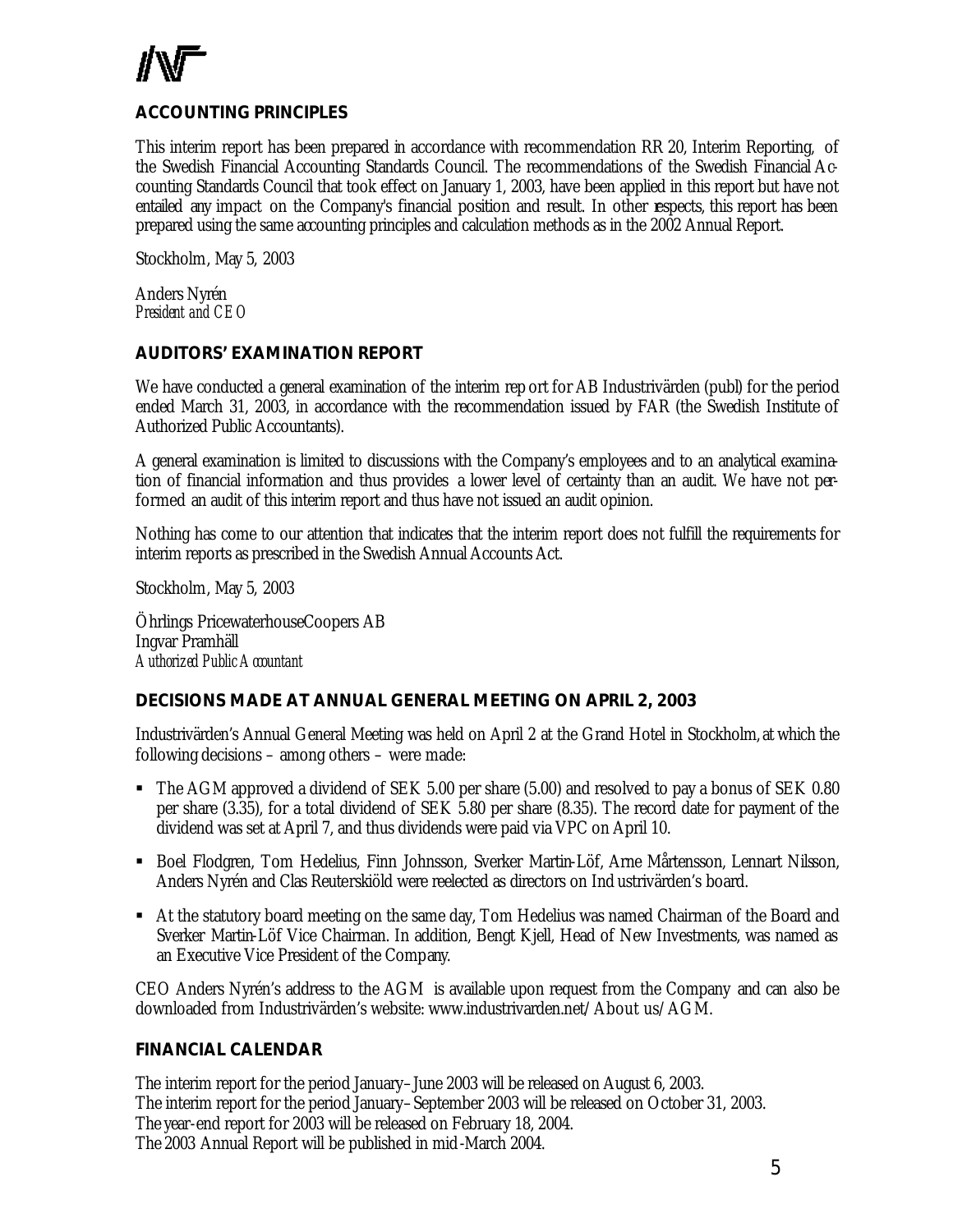## ACCOUNTING PRINCIPLES

This interim report has been prepared in accordance with recommendation RR 20, Interim Reporting, of the Swedish Financial Accounting Standards Council. The recommendations of the Swedish Financial Accounting Standards Council that took effect on January 1, 2003, have been applied in this report but have not entailed any impact on the Company's financial position and result. In other respects, this report has been prepared using the same accounting principles and calculation methods as in the 2002 Annual Report.

Stockholm, May 5, 2003

Anders Nyrén
*President and CEO*

## AUDITORS' EXAMINATION REPORT

We have conducted a general examination of the interim report for AB Industrivärden (publ) for the period ended March 31, 2003, in accordance with the recommendation issued by FAR (the Swedish Institute of Authorized Public Accountants).

A general examination is limited to discussions with the Company's employees and to an analytical examination of financial information and thus provides a lower level of certainty than an audit. We have not performed an audit of this interim report and thus have not issued an audit opinion.

Nothing has come to our attention that indicates that the interim report does not fulfill the requirements for interim reports as prescribed in the Swedish Annual Accounts Act.

Stockholm, May 5, 2003

Öhrlings PricewaterhouseCoopers AB
Ingvar Pramhäll
*Authorized Public Accountant*

## DECISIONS MADE AT ANNUAL GENERAL MEETING ON APRIL 2, 2003

Industrivärden's Annual General Meeting was held on April 2 at the Grand Hotel in Stockholm, at which the following decisions – among others – were made:

- The AGM approved a dividend of SEK 5.00 per share (5.00) and resolved to pay a bonus of SEK 0.80 per share (3.35), for a total dividend of SEK 5.80 per share (8.35). The record date for payment of the dividend was set at April 7, and thus dividends were paid via VPC on April 10.
- Boel Flodgren, Tom Hedelius, Finn Johnsson, Sverker Martin-Löf, Arne Mårtensson, Lennart Nilsson, Anders Nyrén and Clas Reuterskiöld were reelected as directors on Industrivärden's board.
- At the statutory board meeting on the same day, Tom Hedelius was named Chairman of the Board and Sverker Martin-Löf Vice Chairman. In addition, Bengt Kjell, Head of New Investments, was named as an Executive Vice President of the Company.

CEO Anders Nyrén's address to the AGM is available upon request from the Company and can also be downloaded from Industrivärden's website: www.industrivarden.net/About us/AGM.

## FINANCIAL CALENDAR

The interim report for the period January–June 2003 will be released on August 6, 2003.
The interim report for the period January–September 2003 will be released on October 31, 2003.
The year-end report for 2003 will be released on February 18, 2004.
The 2003 Annual Report will be published in mid-March 2004.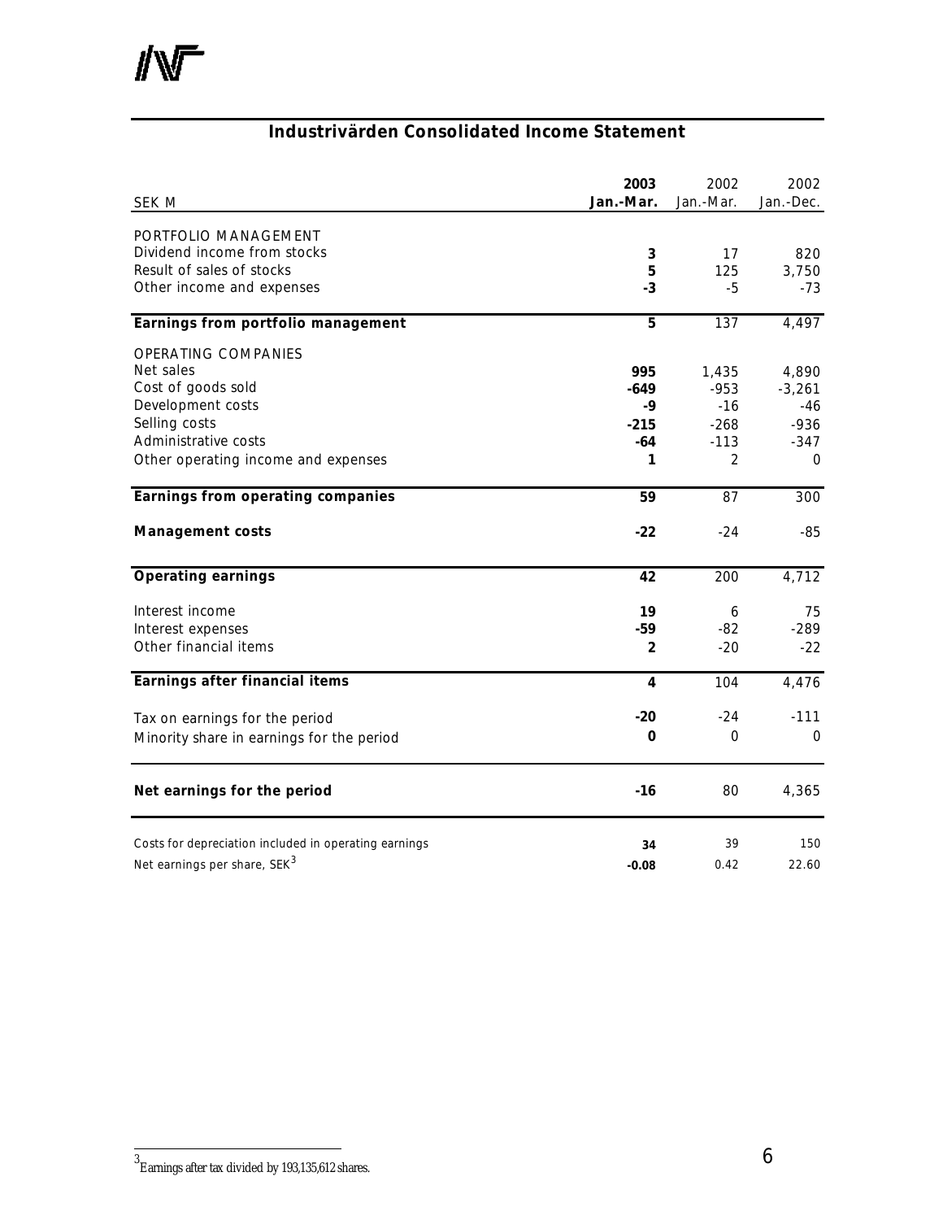## Industrivärden Consolidated Income Statement

| SEK M | 2003 Jan.-Mar. | 2002 Jan.-Mar. | 2002 Jan.-Dec. |
|---|---|---|---|
| PORTFOLIO MANAGEMENT | | | |
| Dividend income from stocks | **3** | 17 | 820 |
| Result of sales of stocks | **5** | 125 | 3,750 |
| Other income and expenses | **-3** | -5 | -73 |
| **Earnings from portfolio management** | **5** | 137 | 4,497 |
| OPERATING COMPANIES | | | |
| Net sales | **995** | 1,435 | 4,890 |
| Cost of goods sold | **-649** | -953 | -3,261 |
| Development costs | **-9** | -16 | -46 |
| Selling costs | **-215** | -268 | -936 |
| Administrative costs | **-64** | -113 | -347 |
| Other operating income and expenses | **1** | 2 | 0 |
| **Earnings from operating companies** | **59** | 87 | 300 |
| **Management costs** | **-22** | -24 | -85 |
| **Operating earnings** | **42** | 200 | 4,712 |
| Interest income | **19** | 6 | 75 |
| Interest expenses | **-59** | -82 | -289 |
| Other financial items | **2** | -20 | -22 |
| **Earnings after financial items** | **4** | 104 | 4,476 |
| Tax on earnings for the period | **-20** | -24 | -111 |
| Minority share in earnings for the period | **0** | 0 | 0 |
| **Net earnings for the period** | **-16** | 80 | 4,365 |
| Costs for depreciation included in operating earnings | **34** | 39 | 150 |
| Net earnings per share, SEK[3] | **-0.08** | 0.42 | 22.60 |

[3] Earnings after tax divided by 193,135,612 shares.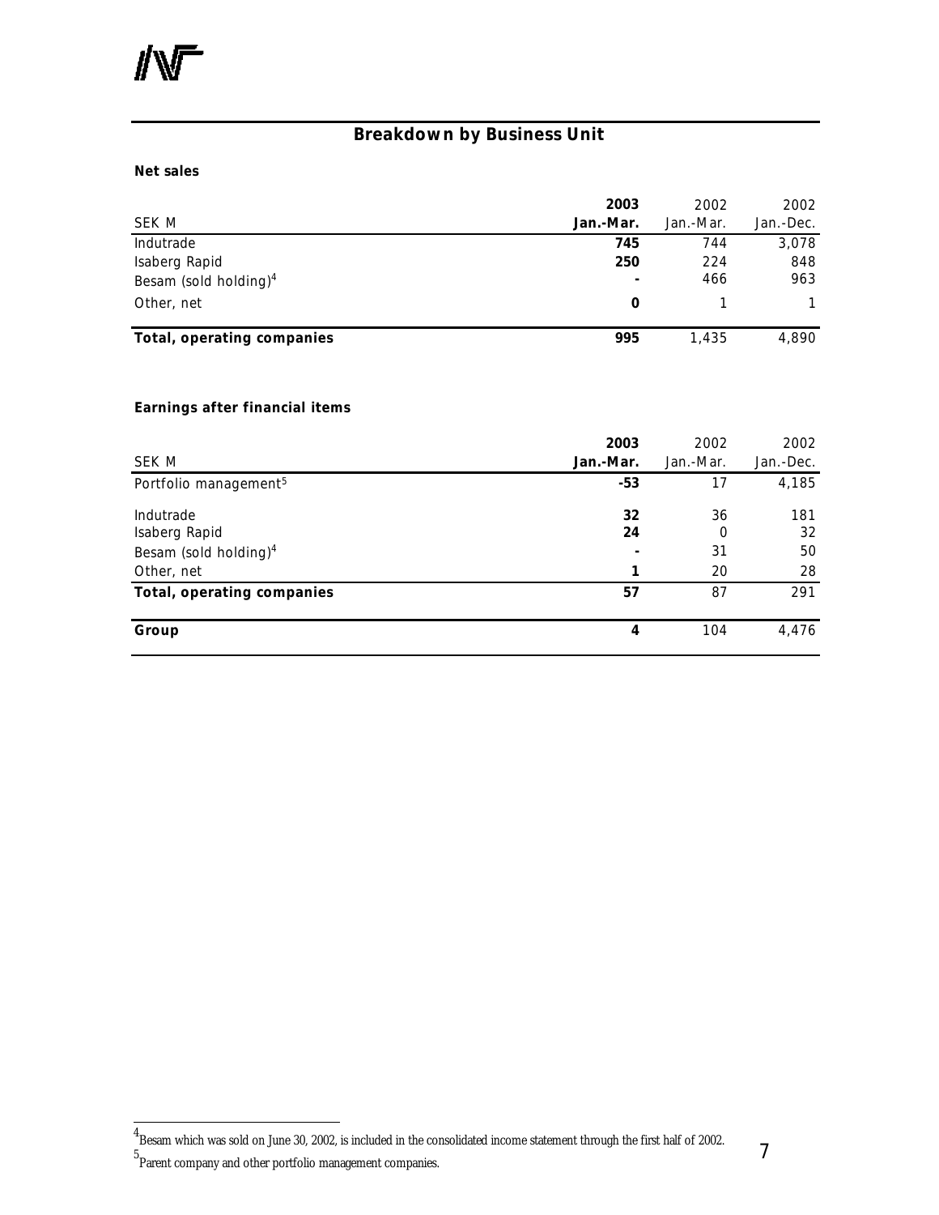## Breakdown by Business Unit

**Net sales**

| SEK M | **2003 Jan.-Mar.** | 2002 Jan.-Mar. | 2002 Jan.-Dec. |
|---|---|---|---|
| Indutrade | **745** | 744 | 3,078 |
| Isaberg Rapid | **250** | 224 | 848 |
| Besam (sold holding)[4] | **-** | 466 | 963 |
| Other, net | **0** | 1 | 1 |
| **Total, operating companies** | **995** | 1,435 | 4,890 |

**Earnings after financial items**

| SEK M | **2003 Jan.-Mar.** | 2002 Jan.-Mar. | 2002 Jan.-Dec. |
|---|---|---|---|
| Portfolio management[5] | **-53** | 17 | 4,185 |
| Indutrade | **32** | 36 | 181 |
| Isaberg Rapid | **24** | 0 | 32 |
| Besam (sold holding)[4] | **-** | 31 | 50 |
| Other, net | **1** | 20 | 28 |
| **Total, operating companies** | **57** | 87 | 291 |
| **Group** | **4** | 104 | 4,476 |

[4] Besam which was sold on June 30, 2002, is included in the consolidated income statement through the first half of 2002.

[5] Parent company and other portfolio management companies.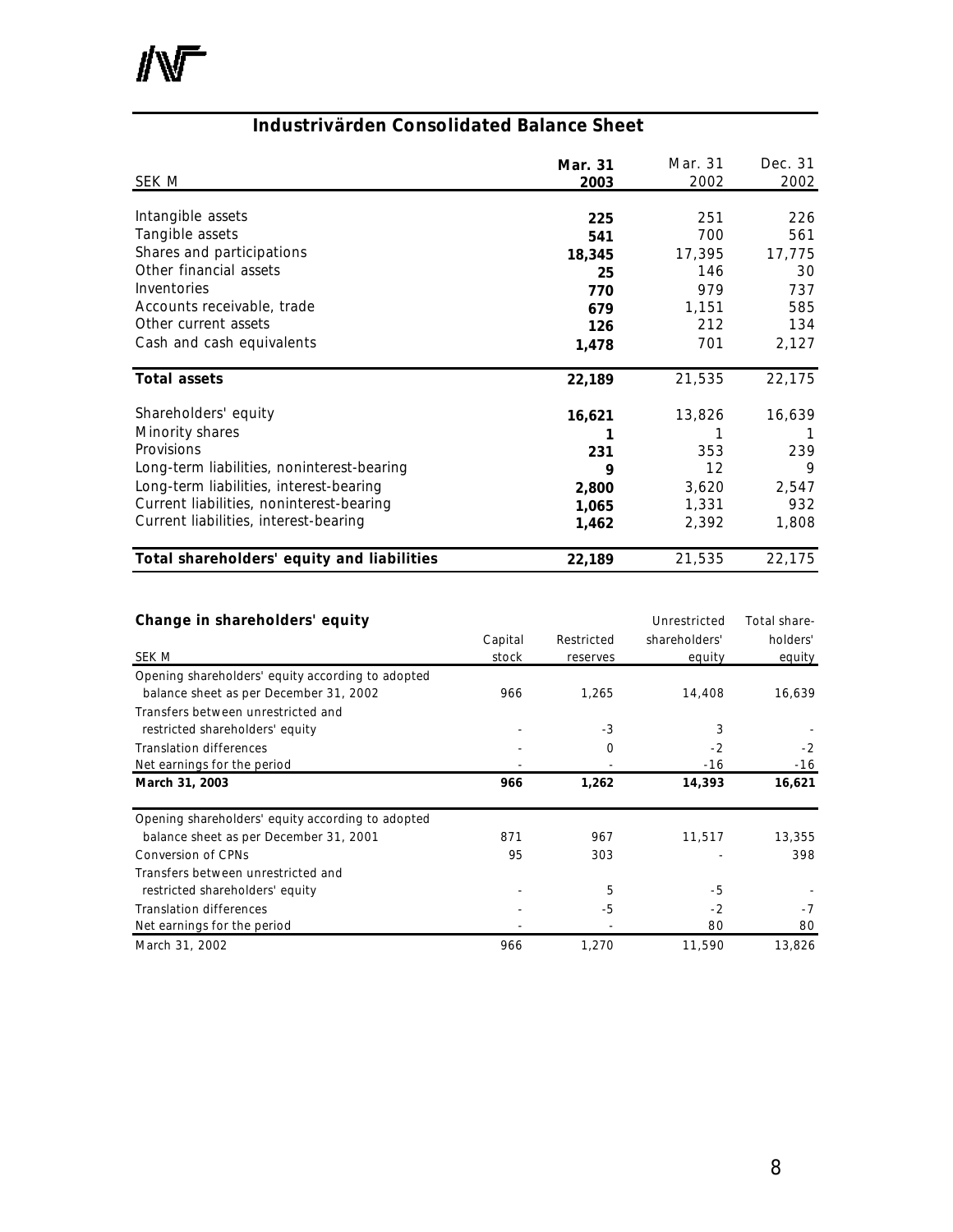## Industrivärden Consolidated Balance Sheet

| SEK M | **Mar. 31 2003** | Mar. 31 2002 | Dec. 31 2002 |
|---|---|---|---|
| Intangible assets | **225** | 251 | 226 |
| Tangible assets | **541** | 700 | 561 |
| Shares and participations | **18,345** | 17,395 | 17,775 |
| Other financial assets | **25** | 146 | 30 |
| Inventories | **770** | 979 | 737 |
| Accounts receivable, trade | **679** | 1,151 | 585 |
| Other current assets | **126** | 212 | 134 |
| Cash and cash equivalents | **1,478** | 701 | 2,127 |
| **Total assets** | **22,189** | 21,535 | 22,175 |
| Shareholders' equity | **16,621** | 13,826 | 16,639 |
| Minority shares | **1** | 1 | 1 |
| Provisions | **231** | 353 | 239 |
| Long-term liabilities, noninterest-bearing | **9** | 12 | 9 |
| Long-term liabilities, interest-bearing | **2,800** | 3,620 | 2,547 |
| Current liabilities, noninterest-bearing | **1,065** | 1,331 | 932 |
| Current liabilities, interest-bearing | **1,462** | 2,392 | 1,808 |
| **Total shareholders' equity and liabilities** | **22,189** | 21,535 | 22,175 |

### Change in shareholders' equity

| SEK M | Capital stock | Restricted reserves | Unrestricted shareholders' equity | Total shareholders' equity |
|---|---|---|---|---|
| Opening shareholders' equity according to adopted balance sheet as per December 31, 2002 | 966 | 1,265 | 14,408 | 16,639 |
| Transfers between unrestricted and restricted shareholders' equity | - | -3 | 3 | - |
| Translation differences | - | 0 | -2 | -2 |
| Net earnings for the period | - | - | -16 | -16 |
| **March 31, 2003** | **966** | **1,262** | **14,393** | **16,621** |
| Opening shareholders' equity according to adopted balance sheet as per December 31, 2001 | 871 | 967 | 11,517 | 13,355 |
| Conversion of CPNs | 95 | 303 | - | 398 |
| Transfers between unrestricted and restricted shareholders' equity | - | 5 | -5 | - |
| Translation differences | - | -5 | -2 | -7 |
| Net earnings for the period | - | - | 80 | 80 |
| March 31, 2002 | 966 | 1,270 | 11,590 | 13,826 |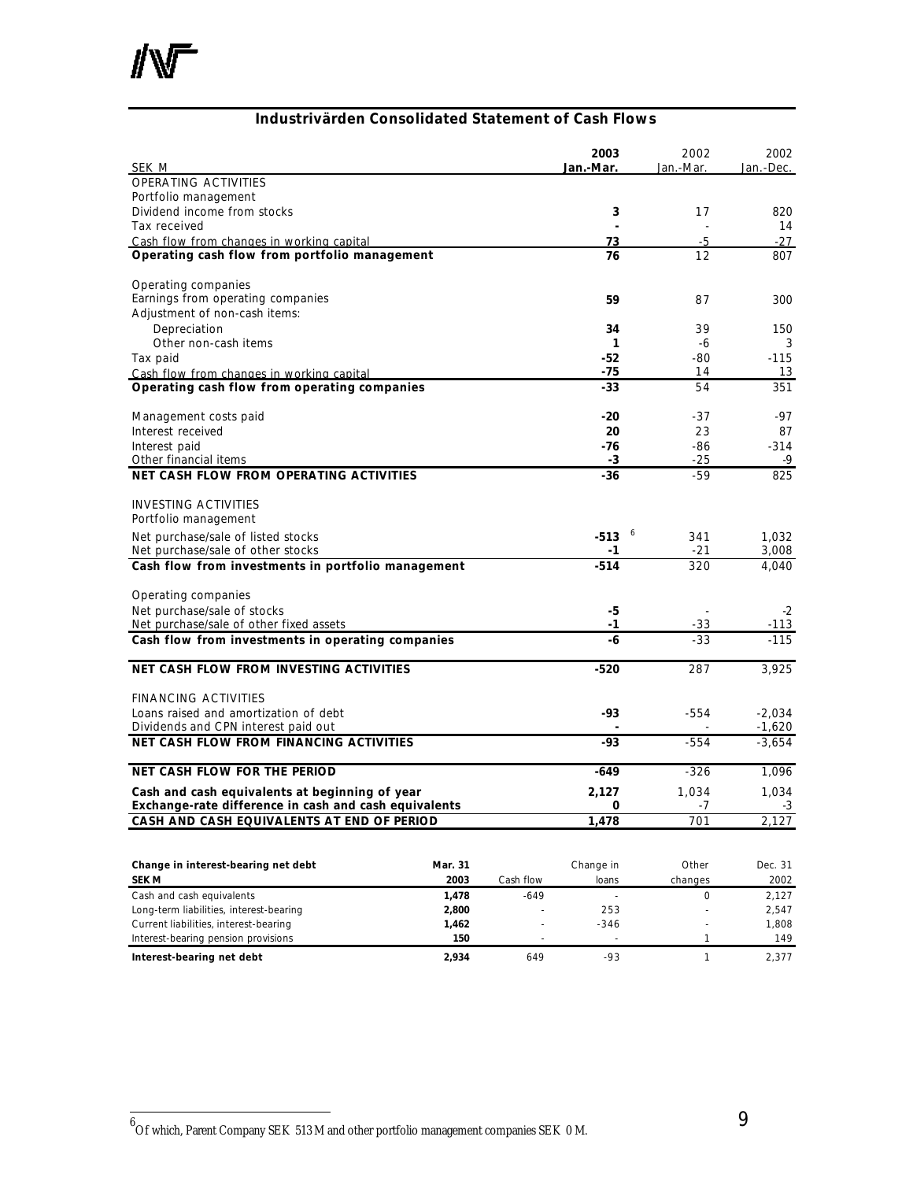## Industrivärden Consolidated Statement of Cash Flows

| SEK M | 2003 Jan.-Mar. | 2002 Jan.-Mar. | 2002 Jan.-Dec. |
|---|---|---|---|
| OPERATING ACTIVITIES | | | |
| Portfolio management | | | |
| Dividend income from stocks | **3** | 17 | 820 |
| Tax received | **-** | - | 14 |
| Cash flow from changes in working capital | **73** | -5 | -27 |
| **Operating cash flow from portfolio management** | **76** | 12 | 807 |
| | | | |
| Operating companies | | | |
| Earnings from operating companies | **59** | 87 | 300 |
| Adjustment of non-cash items: | | | |
| Depreciation | **34** | 39 | 150 |
| Other non-cash items | **1** | -6 | 3 |
| Tax paid | **-52** | -80 | -115 |
| Cash flow from changes in working capital | **-75** | 14 | 13 |
| **Operating cash flow from operating companies** | **-33** | 54 | 351 |
| | | | |
| Management costs paid | **-20** | -37 | -97 |
| Interest received | **20** | 23 | 87 |
| Interest paid | **-76** | -86 | -314 |
| Other financial items | **-3** | -25 | -9 |
| **NET CASH FLOW FROM OPERATING ACTIVITIES** | **-36** | -59 | 825 |
| | | | |
| INVESTING ACTIVITIES | | | |
| Portfolio management | | | |
| Net purchase/sale of listed stocks | **-513** [6] | 341 | 1,032 |
| Net purchase/sale of other stocks | **-1** | -21 | 3,008 |
| **Cash flow from investments in portfolio management** | **-514** | 320 | 4,040 |
| | | | |
| Operating companies | | | |
| Net purchase/sale of stocks | **-5** | - | -2 |
| Net purchase/sale of other fixed assets | **-1** | -33 | -113 |
| **Cash flow from investments in operating companies** | **-6** | -33 | -115 |
| | | | |
| **NET CASH FLOW FROM INVESTING ACTIVITIES** | **-520** | 287 | 3,925 |
| | | | |
| FINANCING ACTIVITIES | | | |
| Loans raised and amortization of debt | **-93** | -554 | -2,034 |
| Dividends and CPN interest paid out | **-** | - | -1,620 |
| **NET CASH FLOW FROM FINANCING ACTIVITIES** | **-93** | -554 | -3,654 |
| | | | |
| **NET CASH FLOW FOR THE PERIOD** | **-649** | -326 | 1,096 |
| | | | |
| **Cash and cash equivalents at beginning of year** | **2,127** | 1,034 | 1,034 |
| **Exchange-rate difference in cash and cash equivalents** | **0** | -7 | -3 |
| **CASH AND CASH EQUIVALENTS AT END OF PERIOD** | **1,478** | 701 | 2,127 |

| **Change in interest-bearing net debt** **SEK M** | **Mar. 31 2003** | Cash flow | Change in loans | Other changes | Dec. 31 2002 |
|---|---|---|---|---|---|
| Cash and cash equivalents | **1,478** | -649 | - | 0 | 2,127 |
| Long-term liabilities, interest-bearing | **2,800** | - | 253 | - | 2,547 |
| Current liabilities, interest-bearing | **1,462** | - | -346 | - | 1,808 |
| Interest-bearing pension provisions | **150** | - | - | 1 | 149 |
| **Interest-bearing net debt** | **2,934** | 649 | -93 | 1 | 2,377 |

[6] Of which, Parent Company SEK 513 M and other portfolio management companies SEK 0 M.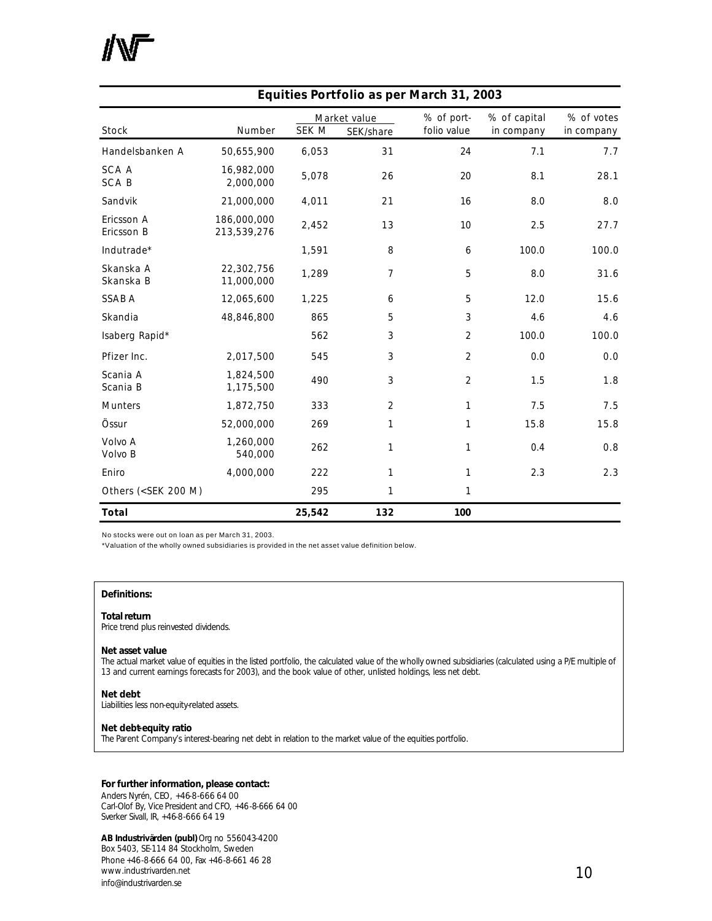## Equities Portfolio as per March 31, 2003

| Stock | Number | Market value | | % of portfolio value | % of capital in company | % of votes in company |
|---|---|---|---|---|---|---|
| | | SEK M | SEK/share | | | |
| Handelsbanken A | 50,655,900 | 6,053 | 31 | 24 | 7.1 | 7.7 |
| SCA A<br>SCA B | 16,982,000<br>2,000,000 | 5,078 | 26 | 20 | 8.1 | 28.1 |
| Sandvik | 21,000,000 | 4,011 | 21 | 16 | 8.0 | 8.0 |
| Ericsson A<br>Ericsson B | 186,000,000<br>213,539,276 | 2,452 | 13 | 10 | 2.5 | 27.7 |
| Indutrade* | | 1,591 | 8 | 6 | 100.0 | 100.0 |
| Skanska A<br>Skanska B | 22,302,756<br>11,000,000 | 1,289 | 7 | 5 | 8.0 | 31.6 |
| SSAB A | 12,065,600 | 1,225 | 6 | 5 | 12.0 | 15.6 |
| Skandia | 48,846,800 | 865 | 5 | 3 | 4.6 | 4.6 |
| Isaberg Rapid* | | 562 | 3 | 2 | 100.0 | 100.0 |
| Pfizer Inc. | 2,017,500 | 545 | 3 | 2 | 0.0 | 0.0 |
| Scania A<br>Scania B | 1,824,500<br>1,175,500 | 490 | 3 | 2 | 1.5 | 1.8 |
| Munters | 1,872,750 | 333 | 2 | 1 | 7.5 | 7.5 |
| Össur | 52,000,000 | 269 | 1 | 1 | 15.8 | 15.8 |
| Volvo A<br>Volvo B | 1,260,000<br>540,000 | 262 | 1 | 1 | 0.4 | 0.8 |
| Eniro | 4,000,000 | 222 | 1 | 1 | 2.3 | 2.3 |
| Others (<SEK 200 M) | | 295 | 1 | 1 | | |
| **Total** | | **25,542** | **132** | **100** | | |

No stocks were out on loan as per March 31, 2003.

*Valuation of the wholly owned subsidiaries is provided in the net asset value definition below.

**Definitions:**

**Total return**
Price trend plus reinvested dividends.

**Net asset value**
The actual market value of equities in the listed portfolio, the calculated value of the wholly owned subsidiaries (calculated using a P/E multiple of 13 and current earnings forecasts for 2003), and the book value of other, unlisted holdings, less net debt.

**Net debt**
Liabilities less non-equity-related assets.

**Net debt-equity ratio**
The Parent Company's interest-bearing net debt in relation to the market value of the equities portfolio.

**For further information, please contact:**
Anders Nyrén, CEO, +46-8-666 64 00
Carl-Olof By, Vice President and CFO, +46-8-666 64 00
Sverker Sivall, IR, +46-8-666 64 19

**AB Industrivärden (publ)** Org no 556043-4200
Box 5403, SE-114 84 Stockholm, Sweden
Phone +46-8-666 64 00, Fax +46-8-661 46 28
www.industrivarden.net
info@industrivarden.se